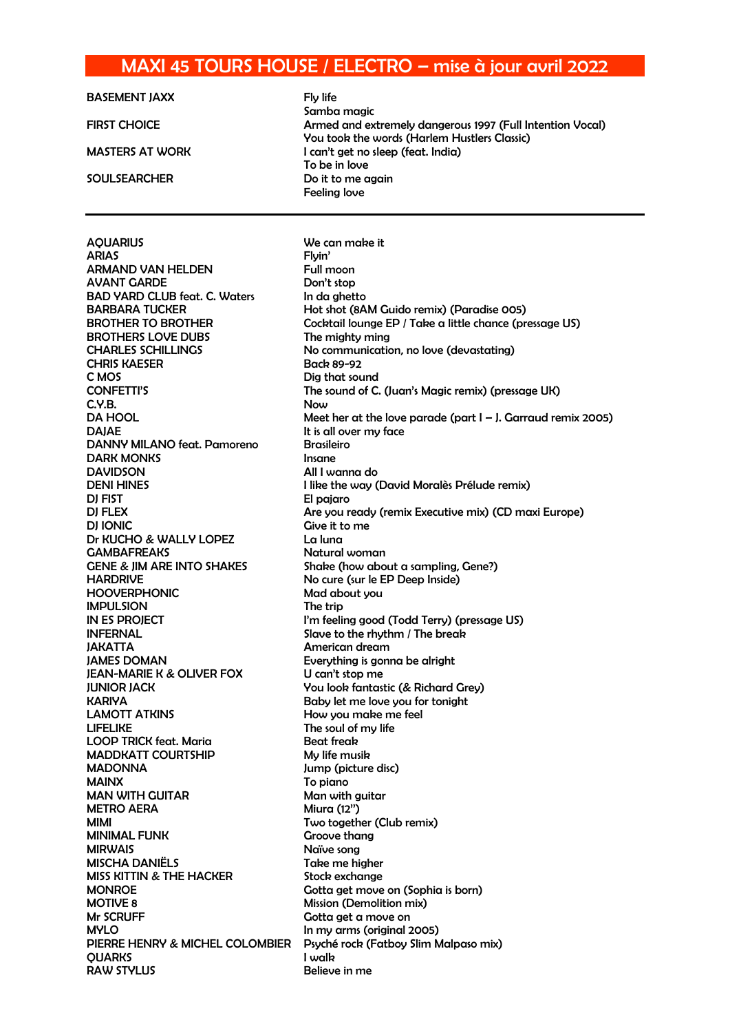# MAXI 45 TOURS HOUSE / ELECTRO – mise à jour avril 2022

| | |
|---|---|
| BASEMENT JAXX | Fly life |
| | Samba magic |
| FIRST CHOICE | Armed and extremely dangerous 1997 (Full Intention Vocal) |
| | You took the words (Harlem Hustlers Classic) |
| MASTERS AT WORK | I can't get no sleep (feat. India) |
| | To be in love |
| SOULSEARCHER | Do it to me again |
| | Feeling love |

---

| | |
|---|---|
| AQUARIUS | We can make it |
| ARIAS | Flyin' |
| ARMAND VAN HELDEN | Full moon |
| AVANT GARDE | Don't stop |
| BAD YARD CLUB feat. C. Waters | In da ghetto |
| BARBARA TUCKER | Hot shot (8AM Guido remix) (Paradise 005) |
| BROTHER TO BROTHER | Cocktail lounge EP / Take a little chance (pressage US) |
| BROTHERS LOVE DUBS | The mighty ming |
| CHARLES SCHILLINGS | No communication, no love (devastating) |
| CHRIS KAESER | Back 89-92 |
| C MOS | Dig that sound |
| CONFETTI'S | The sound of C. (Juan's Magic remix) (pressage UK) |
| C.Y.B. | Now |
| DA HOOL | Meet her at the love parade (part I – J. Garraud remix 2005) |
| DAJAE | It is all over my face |
| DANNY MILANO feat. Pamoreno | Brasileiro |
| DARK MONKS | Insane |
| DAVIDSON | All I wanna do |
| DENI HINES | I like the way (David Moralès Prélude remix) |
| DJ FIST | El pajaro |
| DJ FLEX | Are you ready (remix Executive mix) (CD maxi Europe) |
| DJ IONIC | Give it to me |
| Dr KUCHO & WALLY LOPEZ | La luna |
| GAMBAFREAKS | Natural woman |
| GENE & JIM ARE INTO SHAKES | Shake (how about a sampling, Gene?) |
| HARDRIVE | No cure (sur le EP Deep Inside) |
| HOOVERPHONIC | Mad about you |
| IMPULSION | The trip |
| IN ES PROJECT | I'm feeling good (Todd Terry) (pressage US) |
| INFERNAL | Slave to the rhythm / The break |
| JAKATTA | American dream |
| JAMES DOMAN | Everything is gonna be alright |
| JEAN-MARIE K & OLIVER FOX | U can't stop me |
| JUNIOR JACK | You look fantastic (& Richard Grey) |
| KARIYA | Baby let me love you for tonight |
| LAMOTT ATKINS | How you make me feel |
| LIFELIKE | The soul of my life |
| LOOP TRICK feat. Maria | Beat freak |
| MADDKATT COURTSHIP | My life musik |
| MADONNA | Jump (picture disc) |
| MAINX | To piano |
| MAN WITH GUITAR | Man with guitar |
| METRO AERA | Miura (12") |
| MIMI | Two together (Club remix) |
| MINIMAL FUNK | Groove thang |
| MIRWAIS | Naïve song |
| MISCHA DANIËLS | Take me higher |
| MISS KITTIN & THE HACKER | Stock exchange |
| MONROE | Gotta get move on (Sophia is born) |
| MOTIVE 8 | Mission (Demolition mix) |
| Mr SCRUFF | Gotta get a move on |
| MYLO | In my arms (original 2005) |
| PIERRE HENRY & MICHEL COLOMBIER | Psyché rock (Fatboy Slim Malpaso mix) |
| QUARKS | I walk |
| RAW STYLUS | Believe in me |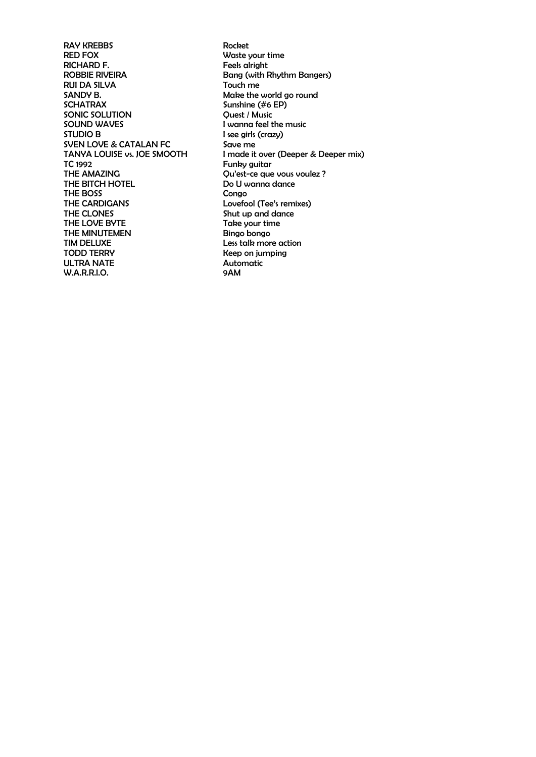| | |
|---|---|
| RAY KREBBS | Rocket |
| RED FOX | Waste your time |
| RICHARD F. | Feels alright |
| ROBBIE RIVEIRA | Bang (with Rhythm Bangers) |
| RUI DA SILVA | Touch me |
| SANDY B. | Make the world go round |
| SCHATRAX | Sunshine (#6 EP) |
| SONIC SOLUTION | Quest / Music |
| SOUND WAVES | I wanna feel the music |
| STUDIO B | I see girls (crazy) |
| SVEN LOVE & CATALAN FC | Save me |
| TANYA LOUISE vs. JOE SMOOTH | I made it over (Deeper & Deeper mix) |
| TC 1992 | Funky guitar |
| THE AMAZING | Qu'est-ce que vous voulez ? |
| THE BITCH HOTEL | Do U wanna dance |
| THE BOSS | Congo |
| THE CARDIGANS | Lovefool (Tee's remixes) |
| THE CLONES | Shut up and dance |
| THE LOVE BYTE | Take your time |
| THE MINUTEMEN | Bingo bongo |
| TIM DELUXE | Less talk more action |
| TODD TERRY | Keep on jumping |
| ULTRA NATE | Automatic |
| W.A.R.R.I.O. | 9AM |